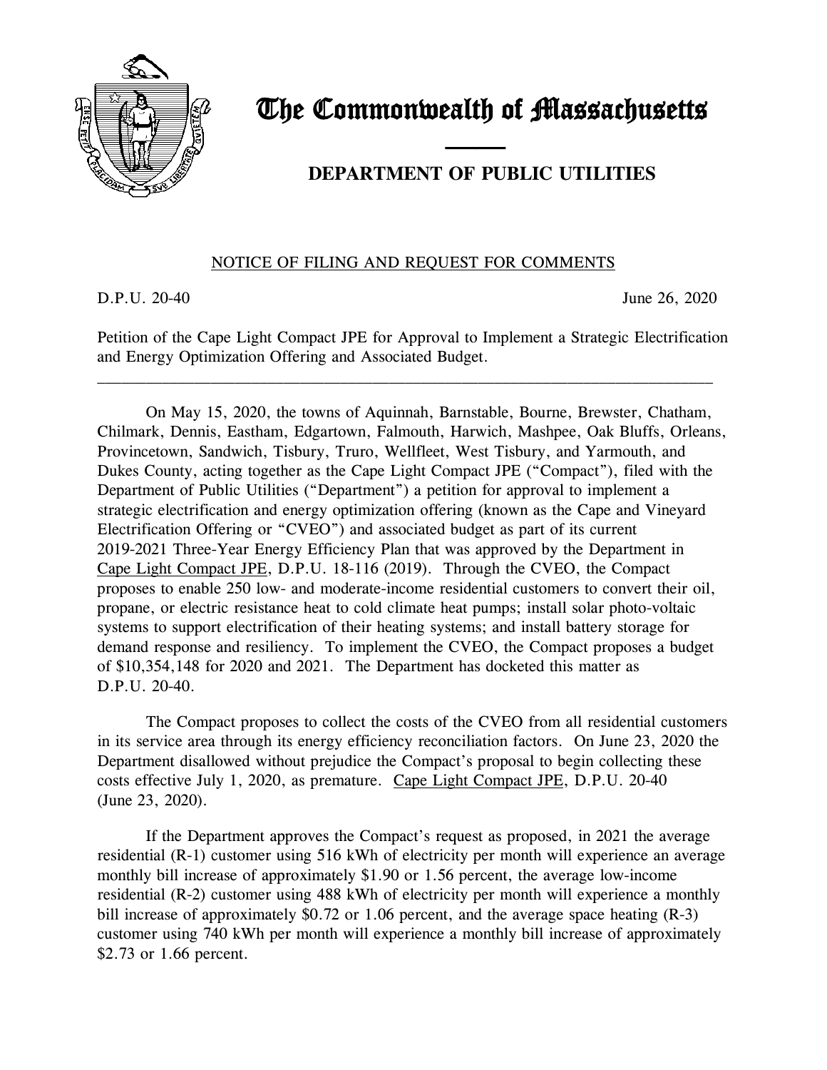# The Commonwealth of Massachusetts

## DEPARTMENT OF PUBLIC UTILITIES

NOTICE OF FILING AND REQUEST FOR COMMENTS

D.P.U. 20-40 June 26, 2020

Petition of the Cape Light Compact JPE for Approval to Implement a Strategic Electrification and Energy Optimization Offering and Associated Budget.

---

On May 15, 2020, the towns of Aquinnah, Barnstable, Bourne, Brewster, Chatham, Chilmark, Dennis, Eastham, Edgartown, Falmouth, Harwich, Mashpee, Oak Bluffs, Orleans, Provincetown, Sandwich, Tisbury, Truro, Wellfleet, West Tisbury, and Yarmouth, and Dukes County, acting together as the Cape Light Compact JPE ("Compact"), filed with the Department of Public Utilities ("Department") a petition for approval to implement a strategic electrification and energy optimization offering (known as the Cape and Vineyard Electrification Offering or "CVEO") and associated budget as part of its current 2019-2021 Three-Year Energy Efficiency Plan that was approved by the Department in Cape Light Compact JPE, D.P.U. 18-116 (2019). Through the CVEO, the Compact proposes to enable 250 low- and moderate-income residential customers to convert their oil, propane, or electric resistance heat to cold climate heat pumps; install solar photo-voltaic systems to support electrification of their heating systems; and install battery storage for demand response and resiliency. To implement the CVEO, the Compact proposes a budget of $10,354,148 for 2020 and 2021. The Department has docketed this matter as D.P.U. 20-40.

The Compact proposes to collect the costs of the CVEO from all residential customers in its service area through its energy efficiency reconciliation factors. On June 23, 2020 the Department disallowed without prejudice the Compact's proposal to begin collecting these costs effective July 1, 2020, as premature. Cape Light Compact JPE, D.P.U. 20-40 (June 23, 2020).

If the Department approves the Compact's request as proposed, in 2021 the average residential (R-1) customer using 516 kWh of electricity per month will experience an average monthly bill increase of approximately $1.90 or 1.56 percent, the average low-income residential (R-2) customer using 488 kWh of electricity per month will experience a monthly bill increase of approximately $0.72 or 1.06 percent, and the average space heating (R-3) customer using 740 kWh per month will experience a monthly bill increase of approximately $2.73 or 1.66 percent.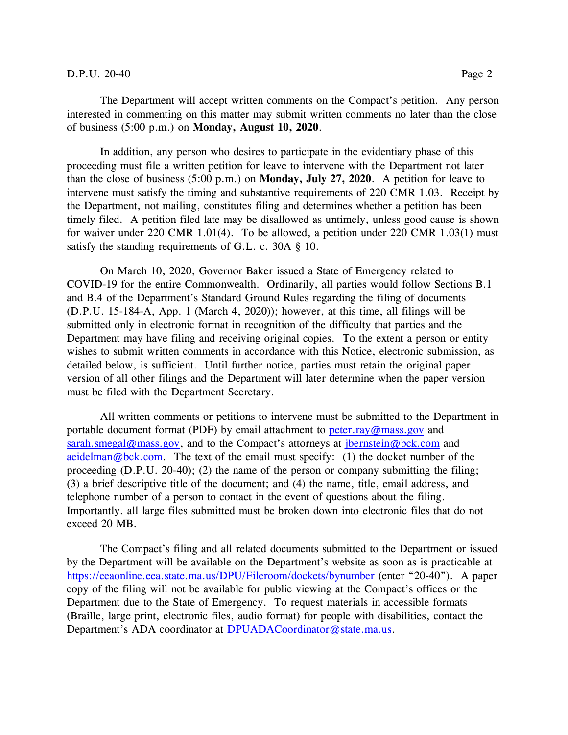The Department will accept written comments on the Compact's petition. Any person interested in commenting on this matter may submit written comments no later than the close of business (5:00 p.m.) on **Monday, August 10, 2020**.

In addition, any person who desires to participate in the evidentiary phase of this proceeding must file a written petition for leave to intervene with the Department not later than the close of business (5:00 p.m.) on **Monday, July 27, 2020**. A petition for leave to intervene must satisfy the timing and substantive requirements of 220 CMR 1.03. Receipt by the Department, not mailing, constitutes filing and determines whether a petition has been timely filed. A petition filed late may be disallowed as untimely, unless good cause is shown for waiver under 220 CMR 1.01(4). To be allowed, a petition under 220 CMR 1.03(1) must satisfy the standing requirements of G.L. c. 30A § 10.

On March 10, 2020, Governor Baker issued a State of Emergency related to COVID-19 for the entire Commonwealth. Ordinarily, all parties would follow Sections B.1 and B.4 of the Department's Standard Ground Rules regarding the filing of documents (D.P.U. 15-184-A, App. 1 (March 4, 2020)); however, at this time, all filings will be submitted only in electronic format in recognition of the difficulty that parties and the Department may have filing and receiving original copies. To the extent a person or entity wishes to submit written comments in accordance with this Notice, electronic submission, as detailed below, is sufficient. Until further notice, parties must retain the original paper version of all other filings and the Department will later determine when the paper version must be filed with the Department Secretary.

All written comments or petitions to intervene must be submitted to the Department in portable document format (PDF) by email attachment to peter.ray@mass.gov and sarah.smegal@mass.gov, and to the Compact's attorneys at jbernstein@bck.com and aeidelman@bck.com. The text of the email must specify: (1) the docket number of the proceeding (D.P.U. 20-40); (2) the name of the person or company submitting the filing; (3) a brief descriptive title of the document; and (4) the name, title, email address, and telephone number of a person to contact in the event of questions about the filing. Importantly, all large files submitted must be broken down into electronic files that do not exceed 20 MB.

The Compact's filing and all related documents submitted to the Department or issued by the Department will be available on the Department's website as soon as is practicable at https://eeaonline.eea.state.ma.us/DPU/Fileroom/dockets/bynumber (enter "20-40"). A paper copy of the filing will not be available for public viewing at the Compact's offices or the Department due to the State of Emergency. To request materials in accessible formats (Braille, large print, electronic files, audio format) for people with disabilities, contact the Department's ADA coordinator at DPUADACoordinator@state.ma.us.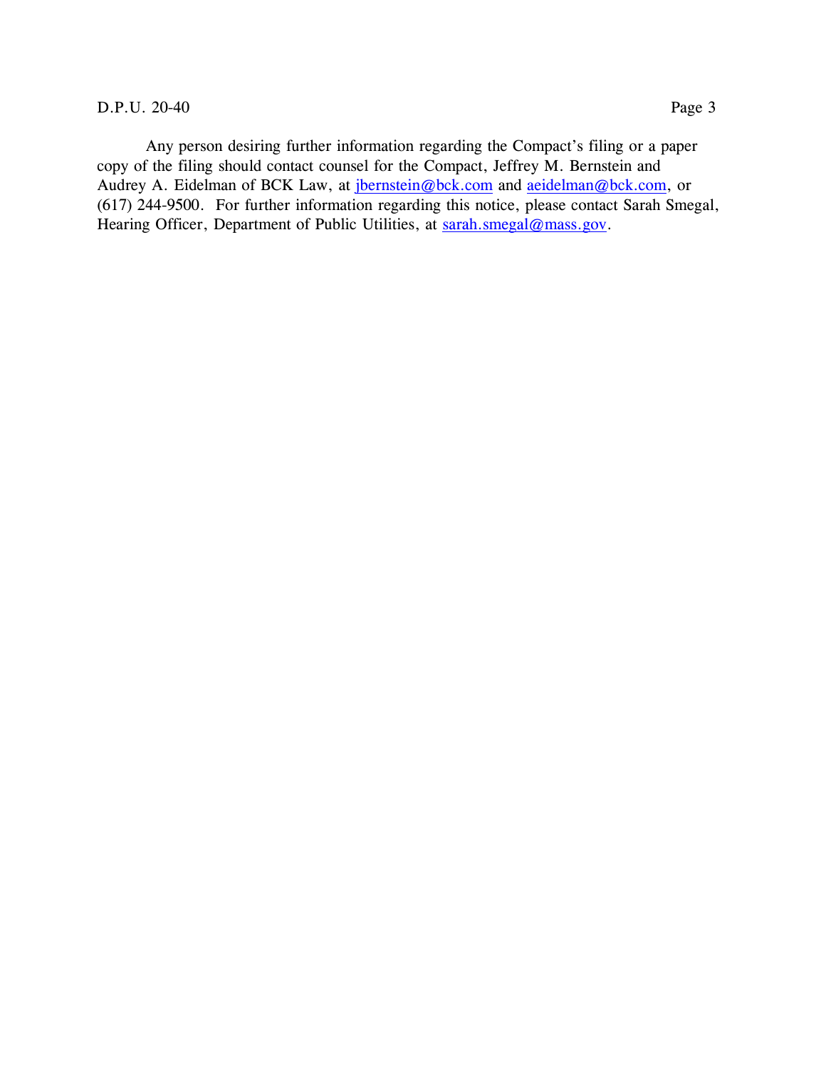Any person desiring further information regarding the Compact's filing or a paper copy of the filing should contact counsel for the Compact, Jeffrey M. Bernstein and Audrey A. Eidelman of BCK Law, at jbernstein@bck.com and aeidelman@bck.com, or (617) 244-9500. For further information regarding this notice, please contact Sarah Smegal, Hearing Officer, Department of Public Utilities, at sarah.smegal@mass.gov.